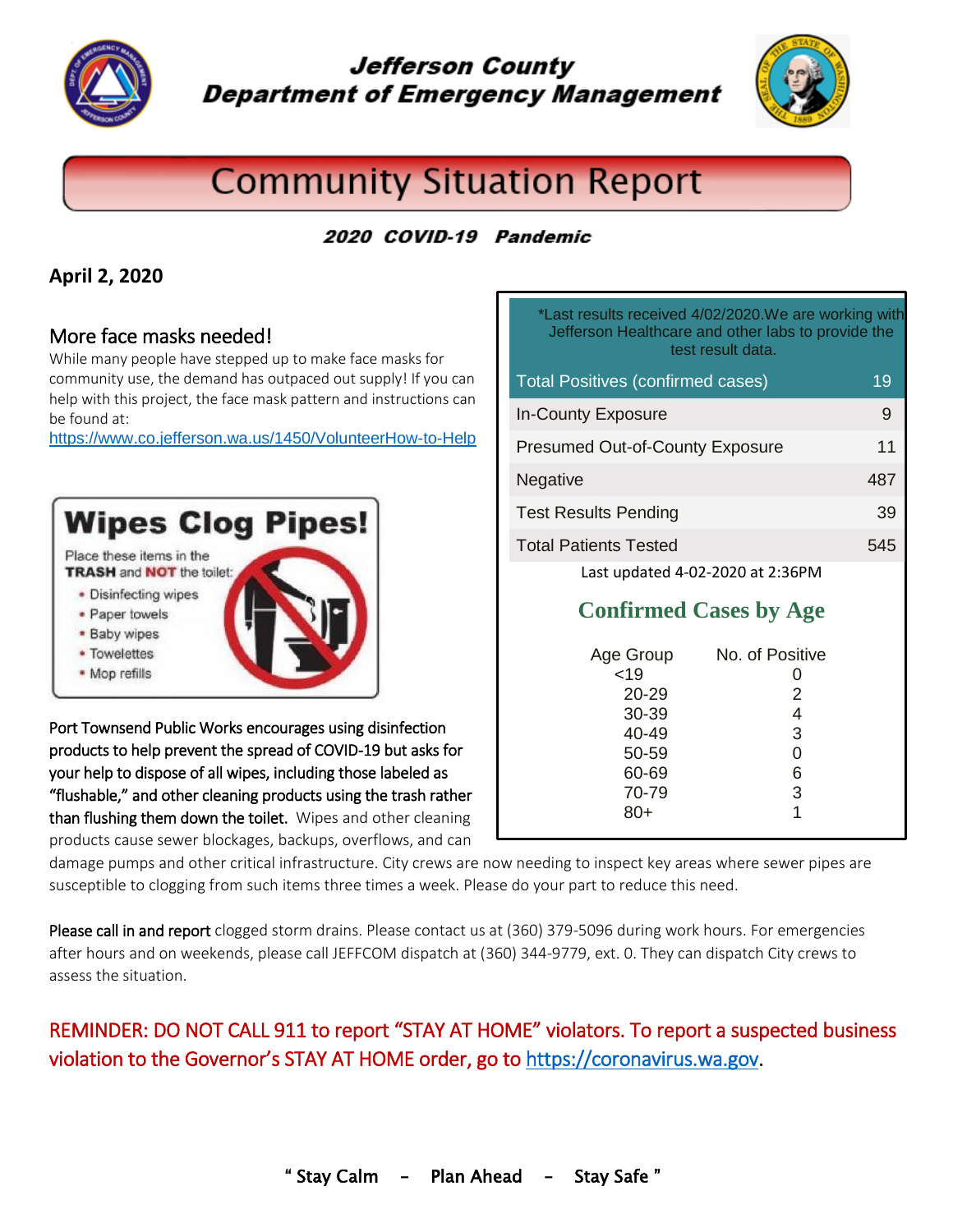# Jefferson County
## Department of Emergency Management

# Community Situation Report

***2020 COVID-19 Pandemic***

**April 2, 2020**

| *Last results received 4/02/2020.We are working with Jefferson Healthcare and other labs to provide the test result data. | |
|---|---|
| Total Positives (confirmed cases) | 19 |
| In-County Exposure | 9 |
| Presumed Out-of-County Exposure | 11 |
| Negative | 487 |
| Test Results Pending | 39 |
| Total Patients Tested | 545 |

Last updated 4-02-2020 at 2:36PM

### Confirmed Cases by Age

| Age Group | No. of Positive |
|---|---|
| <19 | 0 |
| 20-29 | 2 |
| 30-39 | 4 |
| 40-49 | 3 |
| 50-59 | 0 |
| 60-69 | 6 |
| 70-79 | 3 |
| 80+ | 1 |

## More face masks needed!

While many people have stepped up to make face masks for community use, the demand has outpaced out supply! If you can help with this project, the face mask pattern and instructions can be found at:
https://www.co.jefferson.wa.us/1450/VolunteerHow-to-Help

**Wipes Clog Pipes!**

Place these items in the **TRASH** and **NOT** the toilet:

- Disinfecting wipes
- Paper towels
- Baby wipes
- Towelettes
- Mop refills

Port Townsend Public Works encourages using disinfection products to help prevent the spread of COVID-19 but asks for your help to dispose of all wipes, including those labeled as "flushable," and other cleaning products using the trash rather than flushing them down the toilet. Wipes and other cleaning products cause sewer blockages, backups, overflows, and can damage pumps and other critical infrastructure. City crews are now needing to inspect key areas where sewer pipes are susceptible to clogging from such items three times a week. Please do your part to reduce this need.

Please call in and report clogged storm drains. Please contact us at (360) 379-5096 during work hours. For emergencies after hours and on weekends, please call JEFFCOM dispatch at (360) 344-9779, ext. 0. They can dispatch City crews to assess the situation.

REMINDER: DO NOT CALL 911 to report "STAY AT HOME" violators. To report a suspected business violation to the Governor's STAY AT HOME order, go to https://coronavirus.wa.gov.

**" Stay Calm – Plan Ahead – Stay Safe "**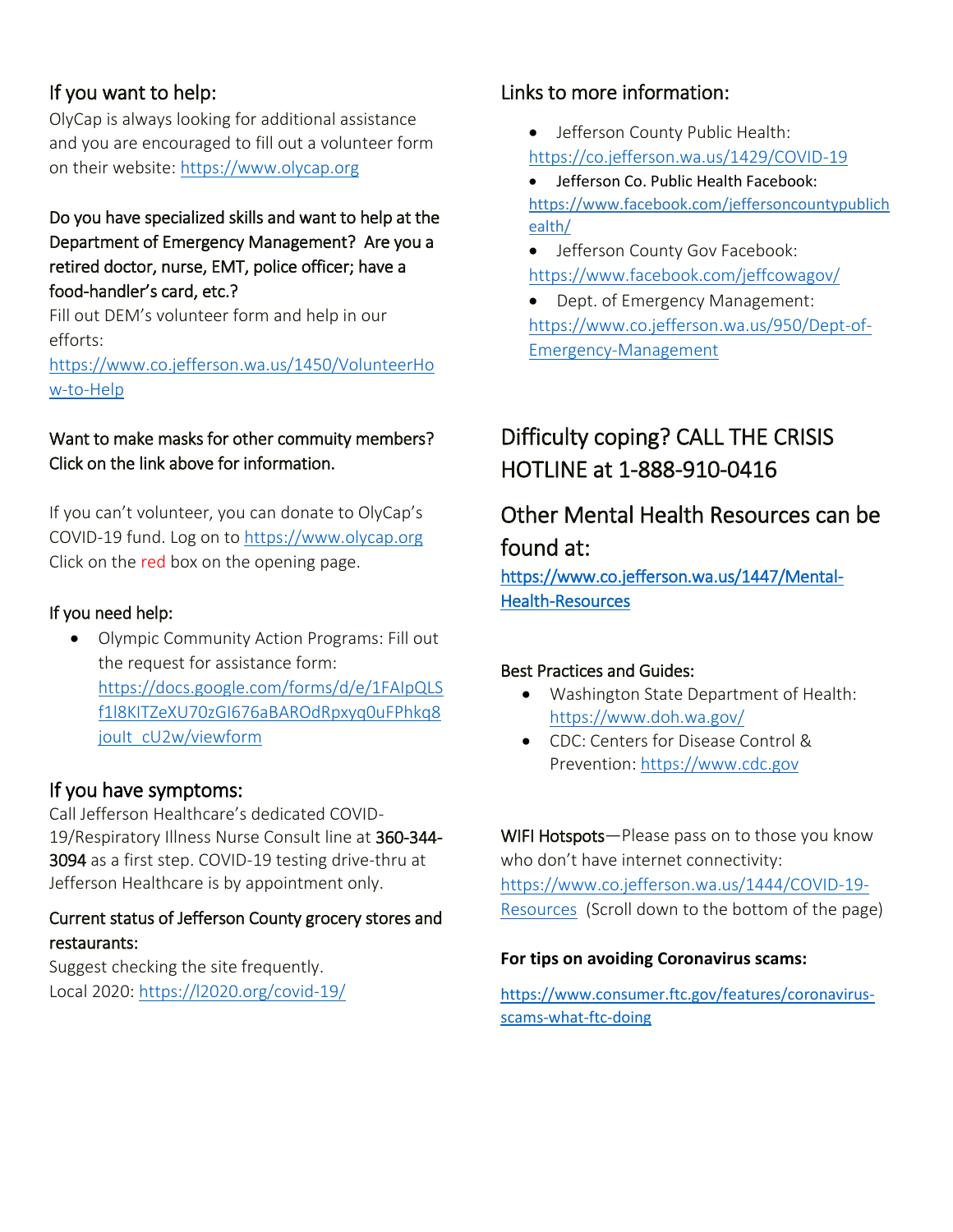## If you want to help:

OlyCap is always looking for additional assistance and you are encouraged to fill out a volunteer form on their website: https://www.olycap.org

Do you have specialized skills and want to help at the Department of Emergency Management? Are you a retired doctor, nurse, EMT, police officer; have a food-handler's card, etc.?

Fill out DEM's volunteer form and help in our efforts: https://www.co.jefferson.wa.us/1450/VolunteerHow-to-Help

Want to make masks for other commuity members? Click on the link above for information.

If you can't volunteer, you can donate to OlyCap's COVID-19 fund. Log on to https://www.olycap.org Click on the red box on the opening page.

### If you need help:

- Olympic Community Action Programs: Fill out the request for assistance form: https://docs.google.com/forms/d/e/1FAIpQLSf1I8KITZeXU70zGI676aBARODRpxyq0uFPhkq8joult_cU2w/viewform

## If you have symptoms:

Call Jefferson Healthcare's dedicated COVID-19/Respiratory Illness Nurse Consult line at 360-344-3094 as a first step. COVID-19 testing drive-thru at Jefferson Healthcare is by appointment only.

### Current status of Jefferson County grocery stores and restaurants:

Suggest checking the site frequently.
Local 2020: https://l2020.org/covid-19/

## Links to more information:

- Jefferson County Public Health: https://co.jefferson.wa.us/1429/COVID-19
- Jefferson Co. Public Health Facebook: https://www.facebook.com/jeffersoncountypublichealth/
- Jefferson County Gov Facebook: https://www.facebook.com/jeffcowagov/
- Dept. of Emergency Management: https://www.co.jefferson.wa.us/950/Dept-of-Emergency-Management

## Difficulty coping? CALL THE CRISIS HOTLINE at 1-888-910-0416

## Other Mental Health Resources can be found at:

https://www.co.jefferson.wa.us/1447/Mental-Health-Resources

### Best Practices and Guides:

- Washington State Department of Health: https://www.doh.wa.gov/
- CDC: Centers for Disease Control & Prevention: https://www.cdc.gov

WIFI Hotspots—Please pass on to those you know who don't have internet connectivity: https://www.co.jefferson.wa.us/1444/COVID-19-Resources (Scroll down to the bottom of the page)

**For tips on avoiding Coronavirus scams:**

https://www.consumer.ftc.gov/features/coronavirus-scams-what-ftc-doing